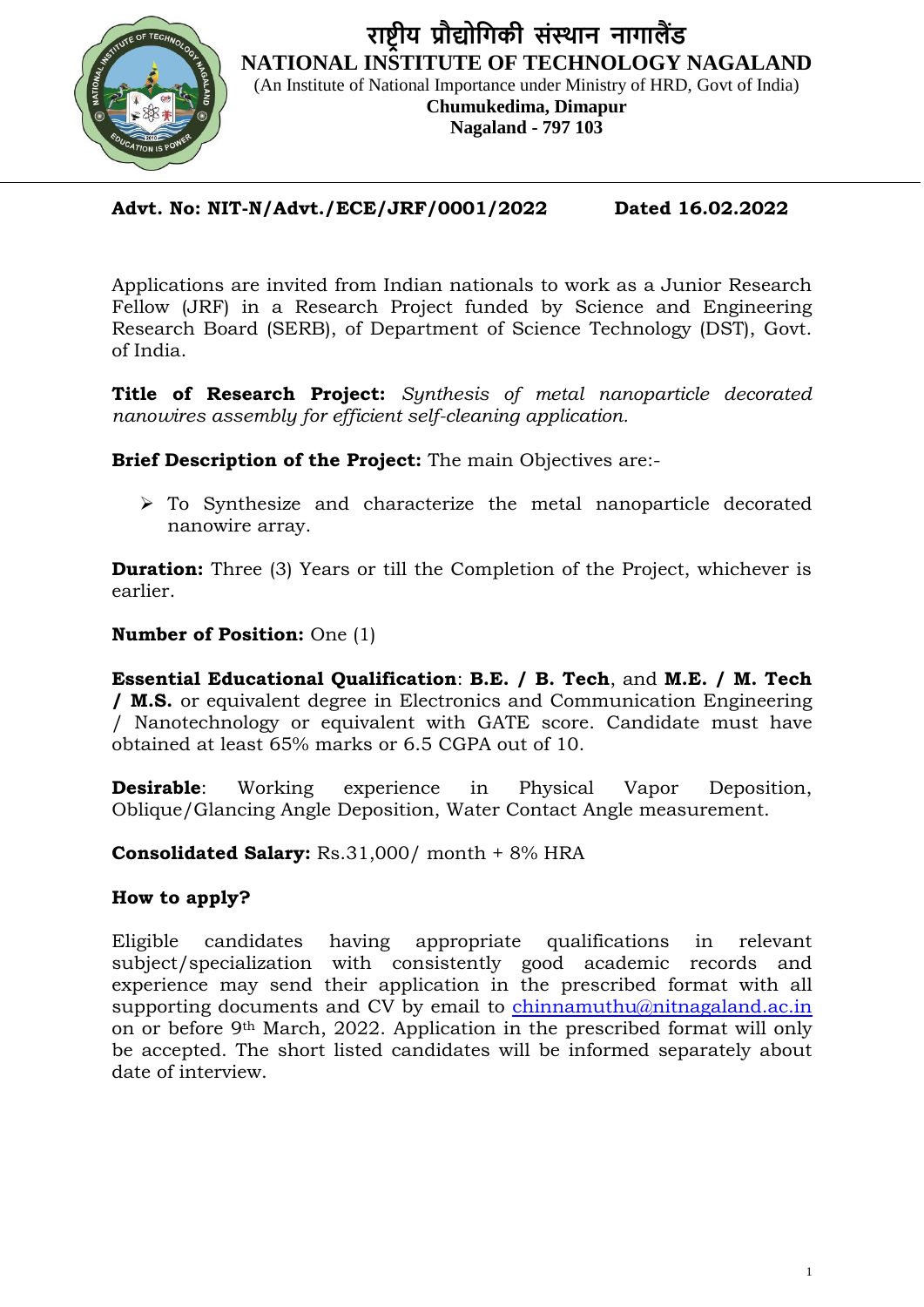# राष्ट्रीय प्रौद्योगिकी संस्थान नागालैंड
## NATIONAL INSTITUTE OF TECHNOLOGY NAGALAND

(An Institute of National Importance under Ministry of HRD, Govt of India)

**Chumukedima, Dimapur**
**Nagaland - 797 103**

**Advt. No: NIT-N/Advt./ECE/JRF/0001/2022** **Dated 16.02.2022**

Applications are invited from Indian nationals to work as a Junior Research Fellow (JRF) in a Research Project funded by Science and Engineering Research Board (SERB), of Department of Science Technology (DST), Govt. of India.

**Title of Research Project:** *Synthesis of metal nanoparticle decorated nanowires assembly for efficient self-cleaning application.*

**Brief Description of the Project:** The main Objectives are:-

- To Synthesize and characterize the metal nanoparticle decorated nanowire array.

**Duration:** Three (3) Years or till the Completion of the Project, whichever is earlier.

**Number of Position:** One (1)

**Essential Educational Qualification**: **B.E. / B. Tech**, and **M.E. / M. Tech / M.S.** or equivalent degree in Electronics and Communication Engineering / Nanotechnology or equivalent with GATE score. Candidate must have obtained at least 65% marks or 6.5 CGPA out of 10.

**Desirable**: Working experience in Physical Vapor Deposition, Oblique/Glancing Angle Deposition, Water Contact Angle measurement.

**Consolidated Salary:** Rs.31,000/ month + 8% HRA

**How to apply?**

Eligible candidates having appropriate qualifications in relevant subject/specialization with consistently good academic records and experience may send their application in the prescribed format with all supporting documents and CV by email to chinnamuthu@nitnagaland.ac.in on or before 9th March, 2022. Application in the prescribed format will only be accepted. The short listed candidates will be informed separately about date of interview.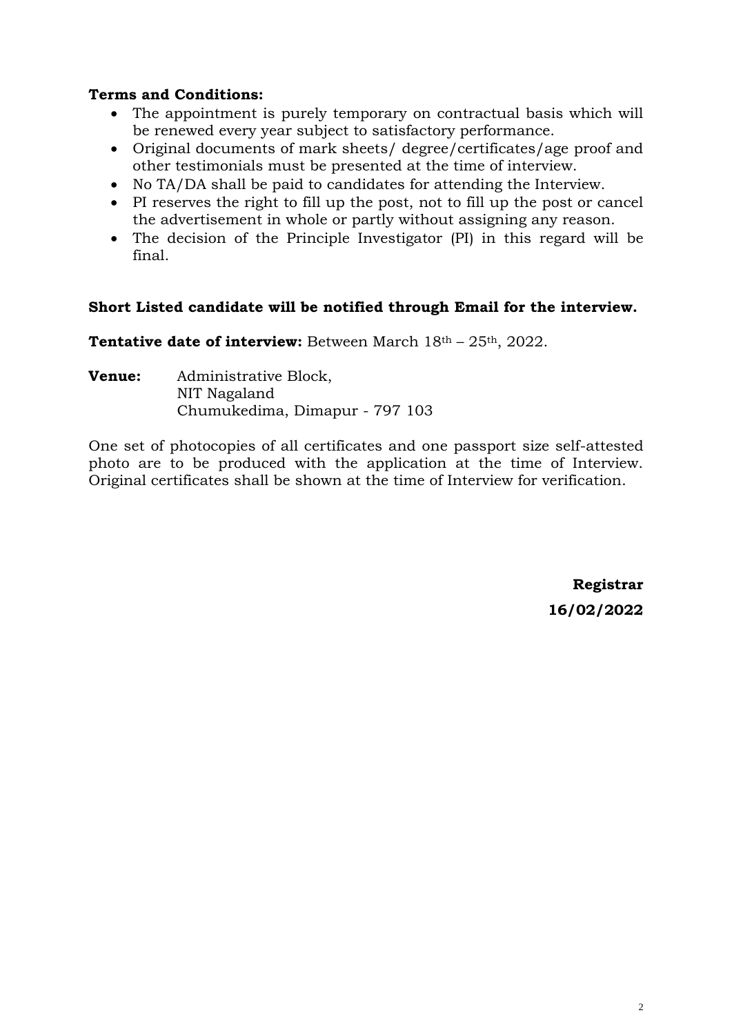**Terms and Conditions:**

- The appointment is purely temporary on contractual basis which will be renewed every year subject to satisfactory performance.
- Original documents of mark sheets/ degree/certificates/age proof and other testimonials must be presented at the time of interview.
- No TA/DA shall be paid to candidates for attending the Interview.
- PI reserves the right to fill up the post, not to fill up the post or cancel the advertisement in whole or partly without assigning any reason.
- The decision of the Principle Investigator (PI) in this regard will be final.

**Short Listed candidate will be notified through Email for the interview.**

**Tentative date of interview:** Between March 18th – 25th, 2022.

**Venue:** Administrative Block,
NIT Nagaland
Chumukedima, Dimapur - 797 103

One set of photocopies of all certificates and one passport size self-attested photo are to be produced with the application at the time of Interview. Original certificates shall be shown at the time of Interview for verification.

**Registrar**

**16/02/2022**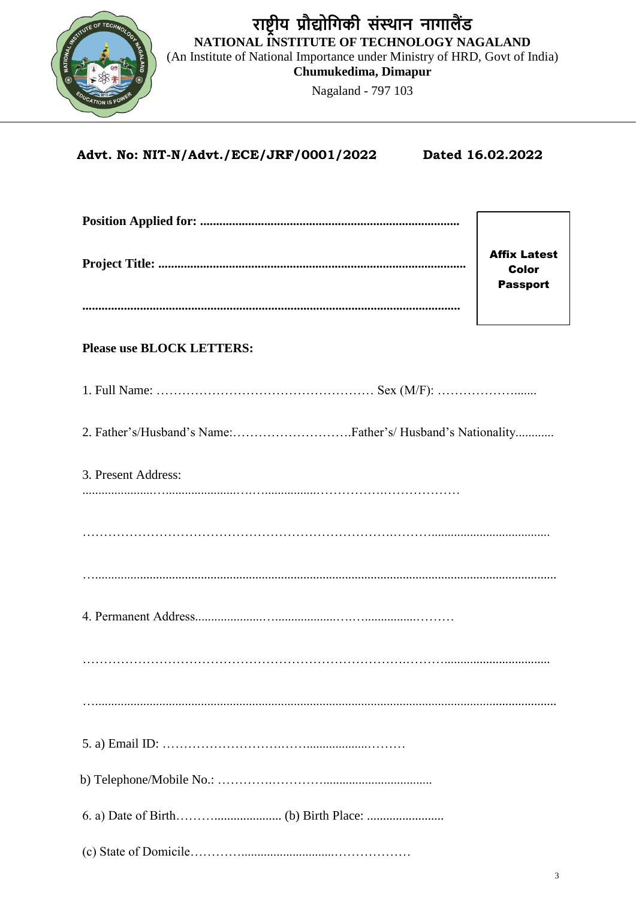# राष्ट्रीय प्रौद्योगिकी संस्थान नागालैंड

**NATIONAL INSTITUTE OF TECHNOLOGY NAGALAND**

(An Institute of National Importance under Ministry of HRD, Govt of India)

**Chumukedima, Dimapur**

Nagaland - 797 103

**Advt. No: NIT-N/Advt./ECE/JRF/0001/2022** **Dated 16.02.2022**

**Position Applied for: ...............................................................................**

**Project Title: ...............................................................................................**

**....................................................................................................................**

**Affix Latest Color Passport**

**Please use BLOCK LETTERS:**

1. Full Name: …………………………………………… Sex (M/F): ………………........

2. Father's/Husband's Name:……………………….Father's/ Husband's Nationality............

3. Present Address: ......................…......................……...............…………….………………

………………………………………………………….……….....................................

…..............................................................................................................................

4. Permanent Address.....................…...................……...............………

………………………………………………………….………................................

…..............................................................................................................................

5. a) Email ID: ……………………….……..................………

b) Telephone/Mobile No.: ………….…………..................................

6. a) Date of Birth……….................... (b) Birth Place: ........................

(c) State of Domicile…………..........................………………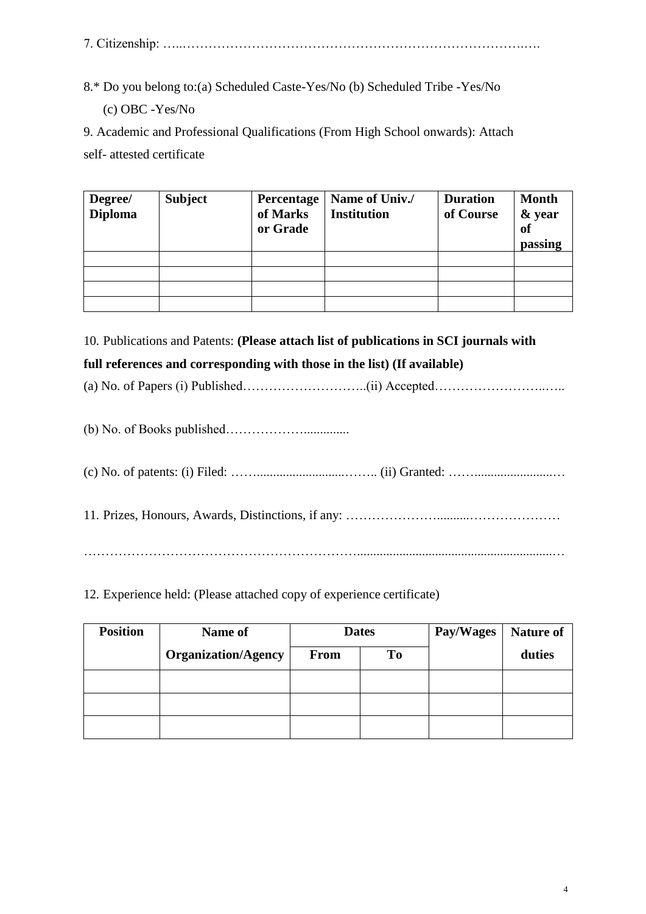7. Citizenship: …..……………………………………………………………………..….

8.* Do you belong to:(a) Scheduled Caste-Yes/No (b) Scheduled Tribe -Yes/No
(c) OBC -Yes/No

9. Academic and Professional Qualifications (From High School onwards): Attach self- attested certificate

| **Degree/ Diploma** | **Subject** | **Percentage of Marks or Grade** | **Name of Univ./ Institution** | **Duration of Course** | **Month & year of passing** |
|---|---|---|---|---|---|
| | | | | | |
| | | | | | |
| | | | | | |
| | | | | | |

10. Publications and Patents: **(Please attach list of publications in SCI journals with full references and corresponding with those in the list) (If available)**

(a) No. of Papers (i) Published………………………..(ii) Accepted……………………..…..

(b) No. of Books published……………….............

(c) No. of patents: (i) Filed: ……..........................…….. (ii) Granted: ……........................…

11. Prizes, Honours, Awards, Distinctions, if any: …………………..........…………………

………………………………………………………..............................................................…

12. Experience held: (Please attached copy of experience certificate)

| **Position** | **Name of Organization/Agency** | **Dates** | | **Pay/Wages** | **Nature of duties** |
|---|---|---|---|---|---|
| | | **From** | **To** | | |
| | | | | | |
| | | | | | |
| | | | | | |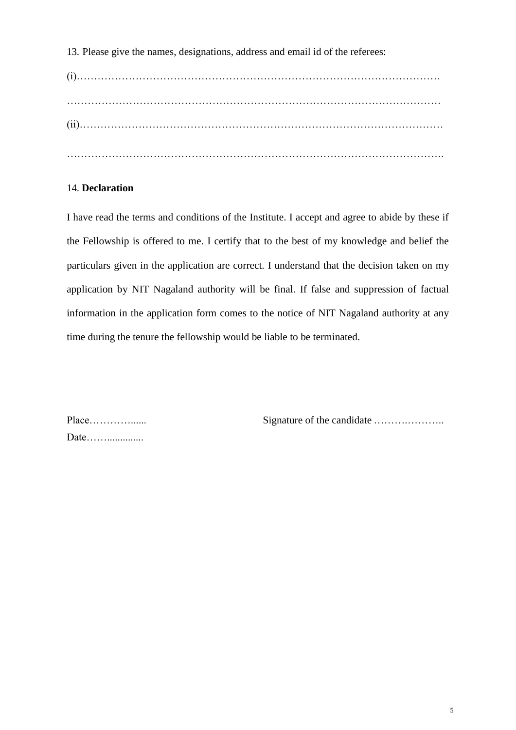13. Please give the names, designations, address and email id of the referees:

(i)……………………………………………………………………………………………

……………………………………………………………………………………………

(ii)……………………………………………………………………………………………

…………………………………………………………………………………………………

14. **Declaration**

I have read the terms and conditions of the Institute. I accept and agree to abide by these if the Fellowship is offered to me. I certify that to the best of my knowledge and belief the particulars given in the application are correct. I understand that the decision taken on my application by NIT Nagaland authority will be final. If false and suppression of factual information in the application form comes to the notice of NIT Nagaland authority at any time during the tenure the fellowship would be liable to be terminated.

Place…………......

Date……..............

Signature of the candidate ……….………..